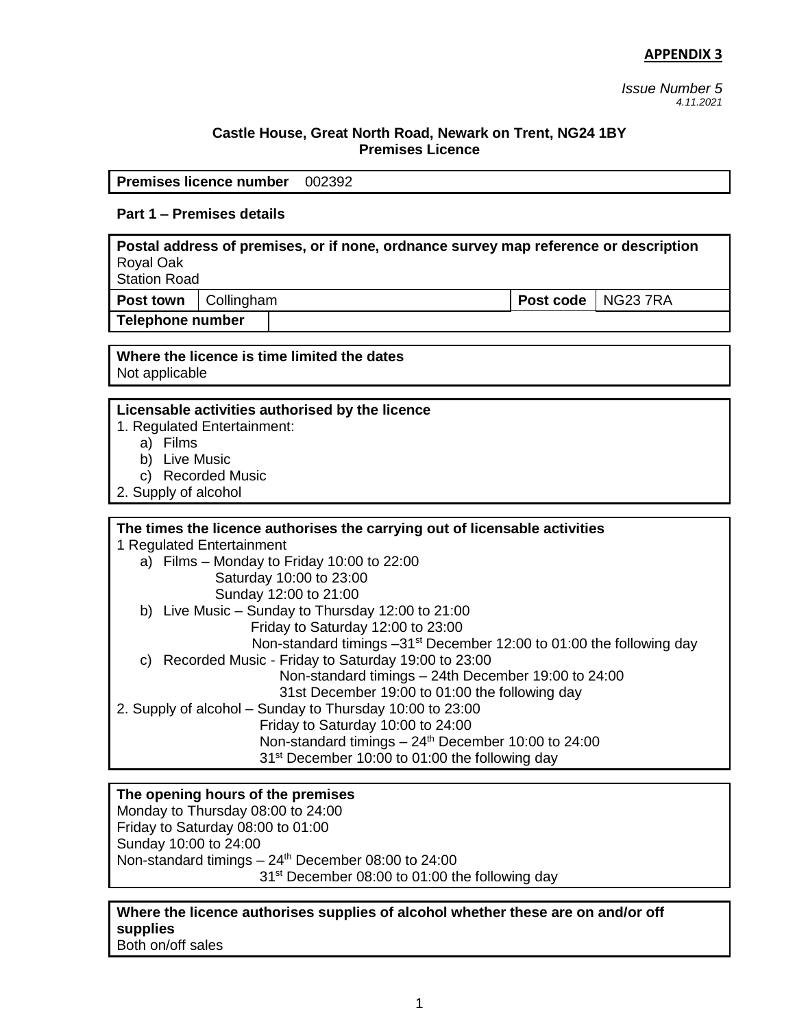**APPENDIX 3**

*Issue Number 5*
*4.11.2021*

**Castle House, Great North Road, Newark on Trent, NG24 1BY**
**Premises Licence**

| **Premises licence number** | 002392 |
|---|---|

**Part 1 – Premises details**

| **Postal address of premises, or if none, ordnance survey map reference or description**<br>Royal Oak<br>Station Road | | | |
|---|---|---|---|
| **Post town** | Collingham | **Post code** | NG23 7RA |
| **Telephone number** | | | |

**Where the licence is time limited the dates**
Not applicable

**Licensable activities authorised by the licence**

1. Regulated Entertainment:
   a) Films
   b) Live Music
   c) Recorded Music
2. Supply of alcohol

**The times the licence authorises the carrying out of licensable activities**

1 Regulated Entertainment

a) Films – Monday to Friday 10:00 to 22:00
   Saturday 10:00 to 23:00
   Sunday 12:00 to 21:00

b) Live Music – Sunday to Thursday 12:00 to 21:00
   Friday to Saturday 12:00 to 23:00
   Non-standard timings –31st December 12:00 to 01:00 the following day

c) Recorded Music - Friday to Saturday 19:00 to 23:00
   Non-standard timings – 24th December 19:00 to 24:00
   31st December 19:00 to 01:00 the following day

2. Supply of alcohol – Sunday to Thursday 10:00 to 23:00
   Friday to Saturday 10:00 to 24:00
   Non-standard timings – 24th December 10:00 to 24:00
   31st December 10:00 to 01:00 the following day

**The opening hours of the premises**
Monday to Thursday 08:00 to 24:00
Friday to Saturday 08:00 to 01:00
Sunday 10:00 to 24:00
Non-standard timings – 24th December 08:00 to 24:00
31st December 08:00 to 01:00 the following day

**Where the licence authorises supplies of alcohol whether these are on and/or off supplies**
Both on/off sales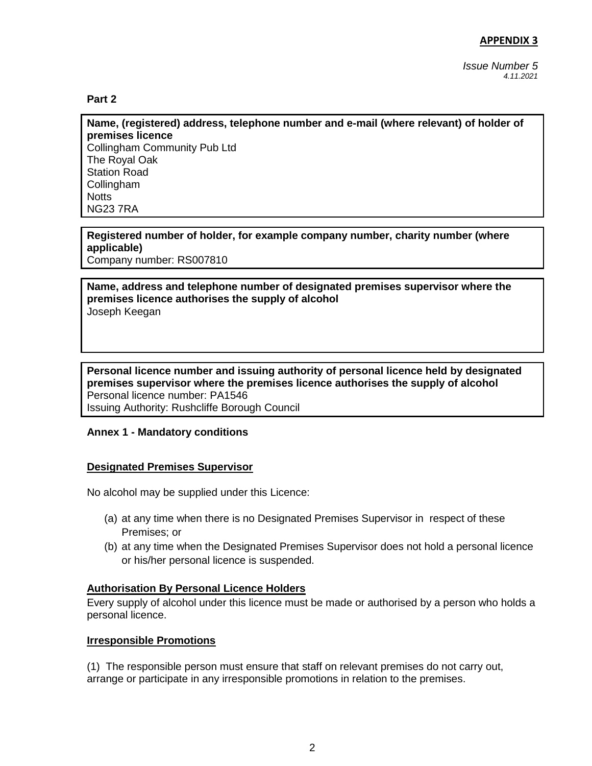**APPENDIX 3**

*Issue Number 5*
*4.11.2021*

**Part 2**

| **Name, (registered) address, telephone number and e-mail (where relevant) of holder of premises licence** |
|---|
| Collingham Community Pub Ltd<br>The Royal Oak<br>Station Road<br>Collingham<br>Notts<br>NG23 7RA |

| **Registered number of holder, for example company number, charity number (where applicable)** |
|---|
| Company number: RS007810 |

| **Name, address and telephone number of designated premises supervisor where the premises licence authorises the supply of alcohol** |
|---|
| Joseph Keegan |

| **Personal licence number and issuing authority of personal licence held by designated premises supervisor where the premises licence authorises the supply of alcohol** |
|---|
| Personal licence number: PA1546<br>Issuing Authority: Rushcliffe Borough Council |

**Annex 1 - Mandatory conditions**

**Designated Premises Supervisor**

No alcohol may be supplied under this Licence:

(a) at any time when there is no Designated Premises Supervisor in respect of these Premises; or
(b) at any time when the Designated Premises Supervisor does not hold a personal licence or his/her personal licence is suspended.

**Authorisation By Personal Licence Holders**

Every supply of alcohol under this licence must be made or authorised by a person who holds a personal licence.

**Irresponsible Promotions**

(1) The responsible person must ensure that staff on relevant premises do not carry out, arrange or participate in any irresponsible promotions in relation to the premises.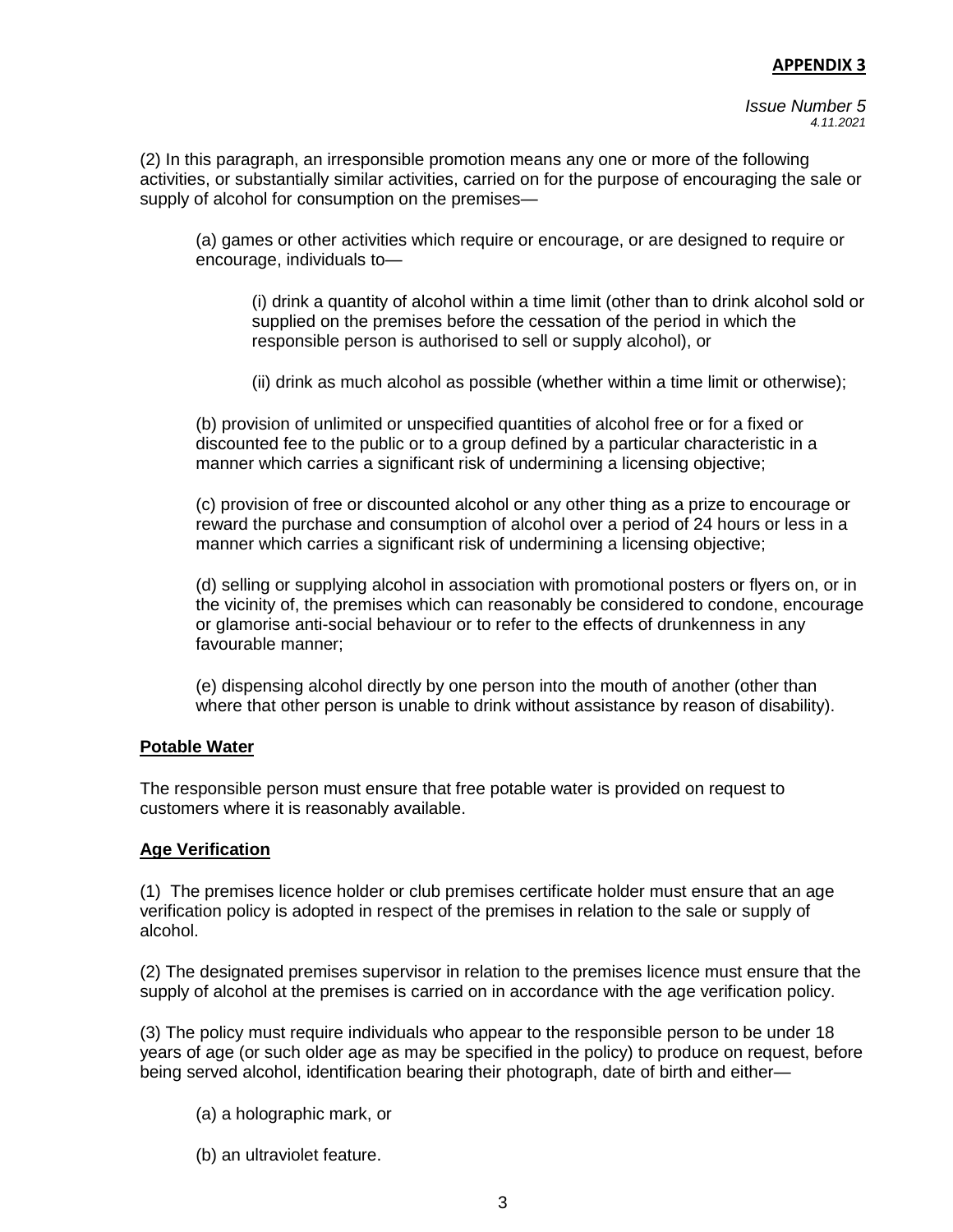**APPENDIX 3**

*Issue Number 5*
*4.11.2021*

(2) In this paragraph, an irresponsible promotion means any one or more of the following activities, or substantially similar activities, carried on for the purpose of encouraging the sale or supply of alcohol for consumption on the premises—

(a) games or other activities which require or encourage, or are designed to require or encourage, individuals to—

(i) drink a quantity of alcohol within a time limit (other than to drink alcohol sold or supplied on the premises before the cessation of the period in which the responsible person is authorised to sell or supply alcohol), or

(ii) drink as much alcohol as possible (whether within a time limit or otherwise);

(b) provision of unlimited or unspecified quantities of alcohol free or for a fixed or discounted fee to the public or to a group defined by a particular characteristic in a manner which carries a significant risk of undermining a licensing objective;

(c) provision of free or discounted alcohol or any other thing as a prize to encourage or reward the purchase and consumption of alcohol over a period of 24 hours or less in a manner which carries a significant risk of undermining a licensing objective;

(d) selling or supplying alcohol in association with promotional posters or flyers on, or in the vicinity of, the premises which can reasonably be considered to condone, encourage or glamorise anti-social behaviour or to refer to the effects of drunkenness in any favourable manner;

(e) dispensing alcohol directly by one person into the mouth of another (other than where that other person is unable to drink without assistance by reason of disability).

## Potable Water

The responsible person must ensure that free potable water is provided on request to customers where it is reasonably available.

## Age Verification

(1) The premises licence holder or club premises certificate holder must ensure that an age verification policy is adopted in respect of the premises in relation to the sale or supply of alcohol.

(2) The designated premises supervisor in relation to the premises licence must ensure that the supply of alcohol at the premises is carried on in accordance with the age verification policy.

(3) The policy must require individuals who appear to the responsible person to be under 18 years of age (or such older age as may be specified in the policy) to produce on request, before being served alcohol, identification bearing their photograph, date of birth and either—

(a) a holographic mark, or

(b) an ultraviolet feature.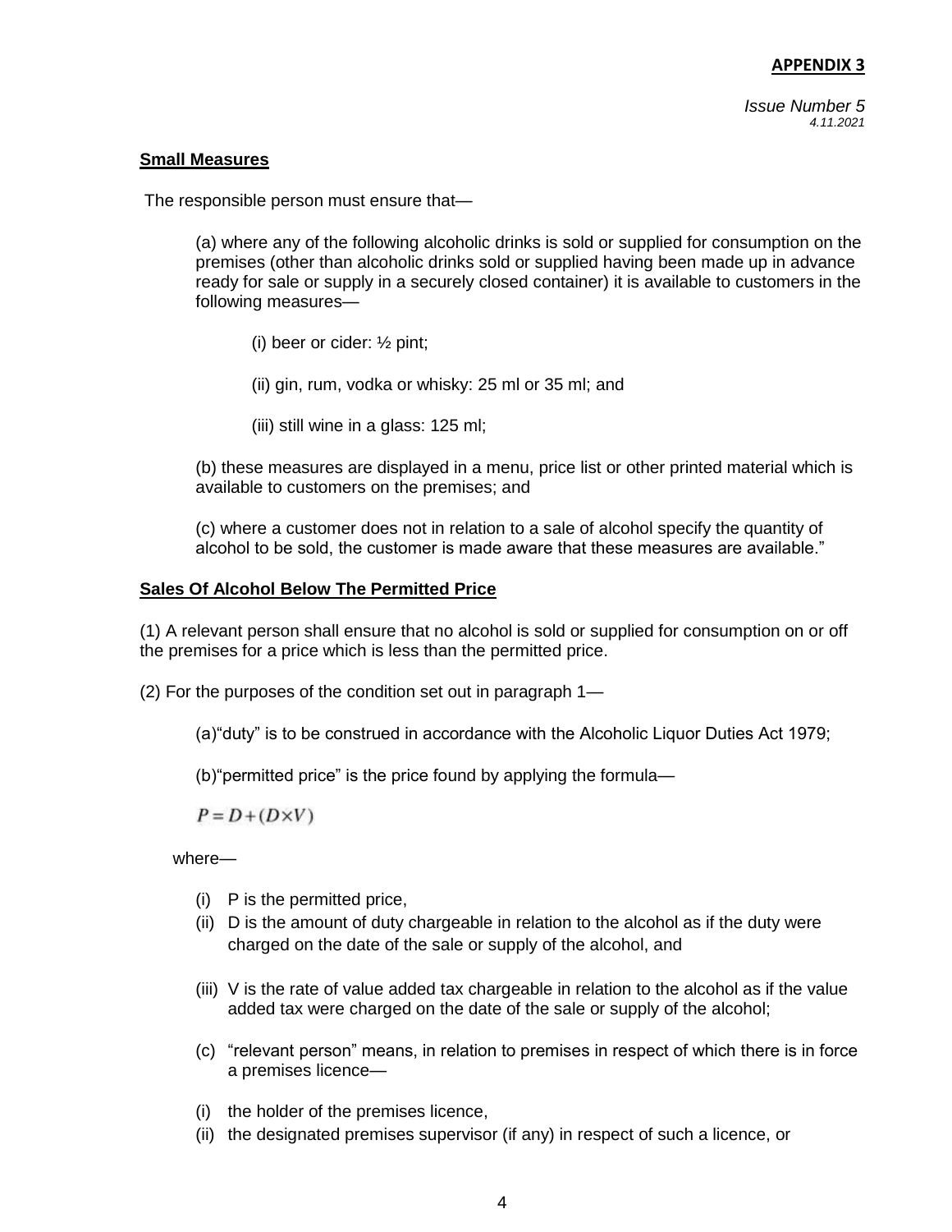**APPENDIX 3**

*Issue Number 5*
*4.11.2021*

**Small Measures**

The responsible person must ensure that—

(a) where any of the following alcoholic drinks is sold or supplied for consumption on the premises (other than alcoholic drinks sold or supplied having been made up in advance ready for sale or supply in a securely closed container) it is available to customers in the following measures—

(i) beer or cider: ½ pint;

(ii) gin, rum, vodka or whisky: 25 ml or 35 ml; and

(iii) still wine in a glass: 125 ml;

(b) these measures are displayed in a menu, price list or other printed material which is available to customers on the premises; and

(c) where a customer does not in relation to a sale of alcohol specify the quantity of alcohol to be sold, the customer is made aware that these measures are available."

**Sales Of Alcohol Below The Permitted Price**

(1) A relevant person shall ensure that no alcohol is sold or supplied for consumption on or off the premises for a price which is less than the permitted price.

(2) For the purposes of the condition set out in paragraph 1—

(a)"duty" is to be construed in accordance with the Alcoholic Liquor Duties Act 1979;

(b)"permitted price" is the price found by applying the formula—

$$P = D + (D \times V)$$

where—

(i) P is the permitted price,
(ii) D is the amount of duty chargeable in relation to the alcohol as if the duty were charged on the date of the sale or supply of the alcohol, and
(iii) V is the rate of value added tax chargeable in relation to the alcohol as if the value added tax were charged on the date of the sale or supply of the alcohol;

(c) "relevant person" means, in relation to premises in respect of which there is in force a premises licence—

(i) the holder of the premises licence,
(ii) the designated premises supervisor (if any) in respect of such a licence, or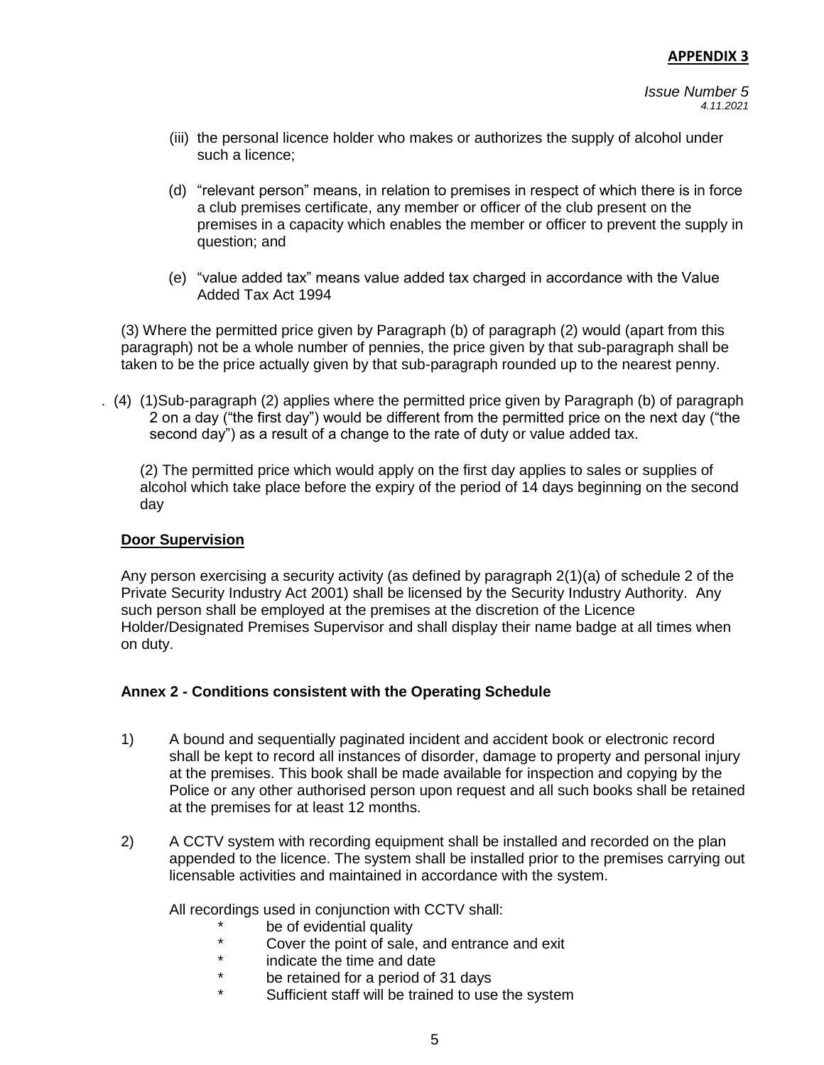**APPENDIX 3**

*Issue Number 5*
*4.11.2021*

(iii) the personal licence holder who makes or authorizes the supply of alcohol under such a licence;

(d) "relevant person" means, in relation to premises in respect of which there is in force a club premises certificate, any member or officer of the club present on the premises in a capacity which enables the member or officer to prevent the supply in question; and

(e) "value added tax" means value added tax charged in accordance with the Value Added Tax Act 1994

(3) Where the permitted price given by Paragraph (b) of paragraph (2) would (apart from this paragraph) not be a whole number of pennies, the price given by that sub-paragraph shall be taken to be the price actually given by that sub-paragraph rounded up to the nearest penny.

. (4) (1)Sub-paragraph (2) applies where the permitted price given by Paragraph (b) of paragraph 2 on a day ("the first day") would be different from the permitted price on the next day ("the second day") as a result of a change to the rate of duty or value added tax.

(2) The permitted price which would apply on the first day applies to sales or supplies of alcohol which take place before the expiry of the period of 14 days beginning on the second day

**Door Supervision**

Any person exercising a security activity (as defined by paragraph 2(1)(a) of schedule 2 of the Private Security Industry Act 2001) shall be licensed by the Security Industry Authority. Any such person shall be employed at the premises at the discretion of the Licence Holder/Designated Premises Supervisor and shall display their name badge at all times when on duty.

**Annex 2 - Conditions consistent with the Operating Schedule**

1) A bound and sequentially paginated incident and accident book or electronic record shall be kept to record all instances of disorder, damage to property and personal injury at the premises. This book shall be made available for inspection and copying by the Police or any other authorised person upon request and all such books shall be retained at the premises for at least 12 months.

2) A CCTV system with recording equipment shall be installed and recorded on the plan appended to the licence. The system shall be installed prior to the premises carrying out licensable activities and maintained in accordance with the system.

All recordings used in conjunction with CCTV shall:

- be of evidential quality
- Cover the point of sale, and entrance and exit
- indicate the time and date
- be retained for a period of 31 days
- Sufficient staff will be trained to use the system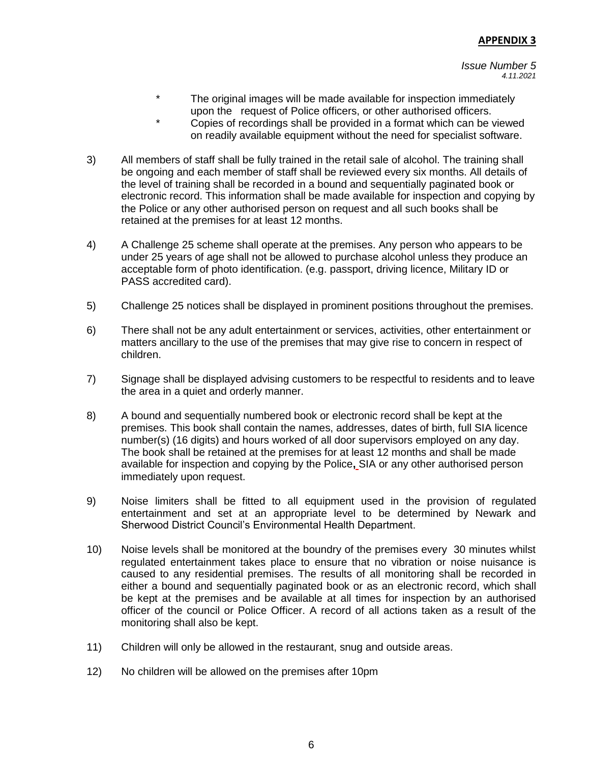**APPENDIX 3**

*Issue Number 5*
*4.11.2021*

- \* The original images will be made available for inspection immediately upon the request of Police officers, or other authorised officers.
- \* Copies of recordings shall be provided in a format which can be viewed on readily available equipment without the need for specialist software.

3) All members of staff shall be fully trained in the retail sale of alcohol. The training shall be ongoing and each member of staff shall be reviewed every six months. All details of the level of training shall be recorded in a bound and sequentially paginated book or electronic record. This information shall be made available for inspection and copying by the Police or any other authorised person on request and all such books shall be retained at the premises for at least 12 months.

4) A Challenge 25 scheme shall operate at the premises. Any person who appears to be under 25 years of age shall not be allowed to purchase alcohol unless they produce an acceptable form of photo identification. (e.g. passport, driving licence, Military ID or PASS accredited card).

5) Challenge 25 notices shall be displayed in prominent positions throughout the premises.

6) There shall not be any adult entertainment or services, activities, other entertainment or matters ancillary to the use of the premises that may give rise to concern in respect of children.

7) Signage shall be displayed advising customers to be respectful to residents and to leave the area in a quiet and orderly manner.

8) A bound and sequentially numbered book or electronic record shall be kept at the premises. This book shall contain the names, addresses, dates of birth, full SIA licence number(s) (16 digits) and hours worked of all door supervisors employed on any day. The book shall be retained at the premises for at least 12 months and shall be made available for inspection and copying by the Police, SIA or any other authorised person immediately upon request.

9) Noise limiters shall be fitted to all equipment used in the provision of regulated entertainment and set at an appropriate level to be determined by Newark and Sherwood District Council's Environmental Health Department.

10) Noise levels shall be monitored at the boundry of the premises every 30 minutes whilst regulated entertainment takes place to ensure that no vibration or noise nuisance is caused to any residential premises. The results of all monitoring shall be recorded in either a bound and sequentially paginated book or as an electronic record, which shall be kept at the premises and be available at all times for inspection by an authorised officer of the council or Police Officer. A record of all actions taken as a result of the monitoring shall also be kept.

11) Children will only be allowed in the restaurant, snug and outside areas.

12) No children will be allowed on the premises after 10pm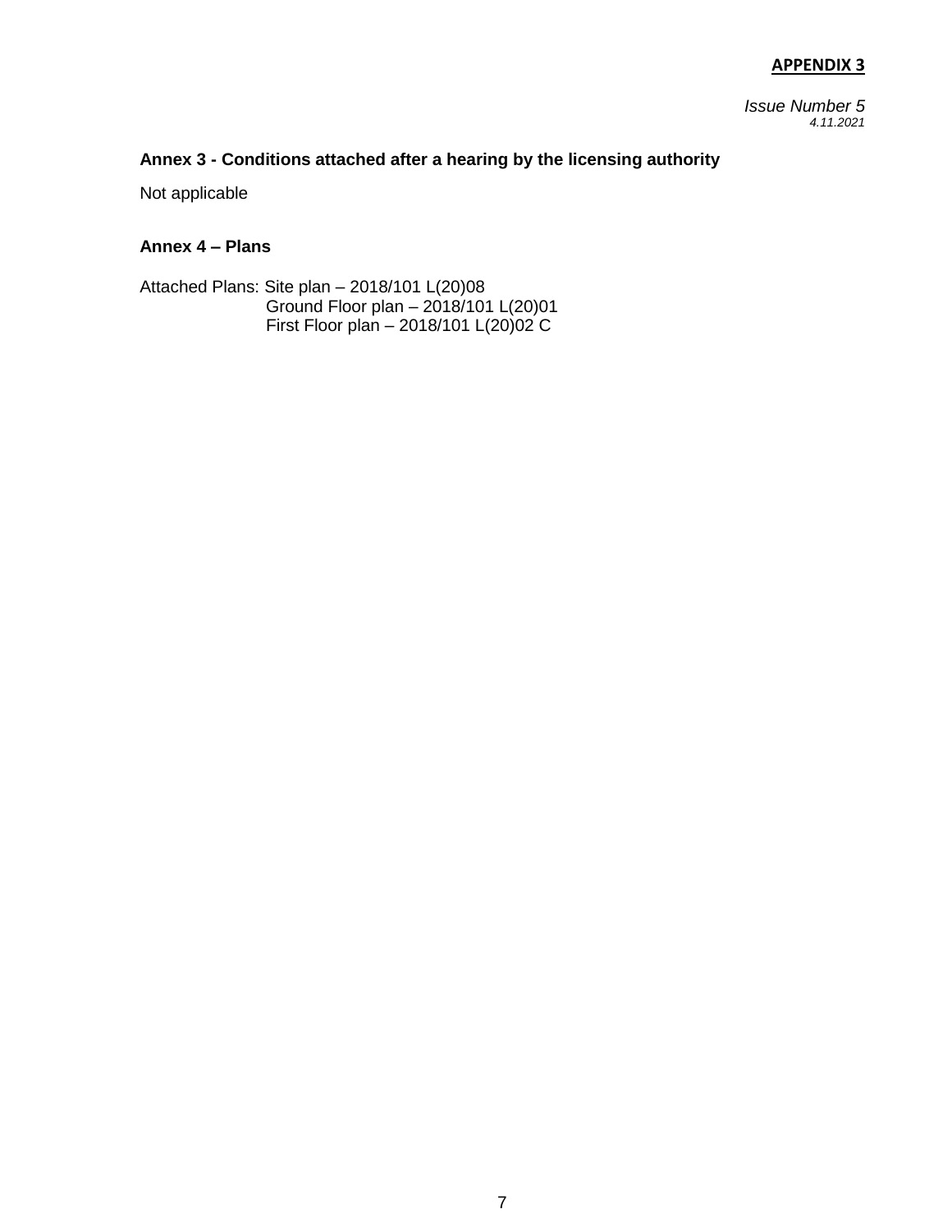**APPENDIX 3**

*Issue Number 5*
*4.11.2021*

**Annex 3 - Conditions attached after a hearing by the licensing authority**

Not applicable

**Annex 4 – Plans**

Attached Plans: Site plan – 2018/101 L(20)08
Ground Floor plan – 2018/101 L(20)01
First Floor plan – 2018/101 L(20)02 C